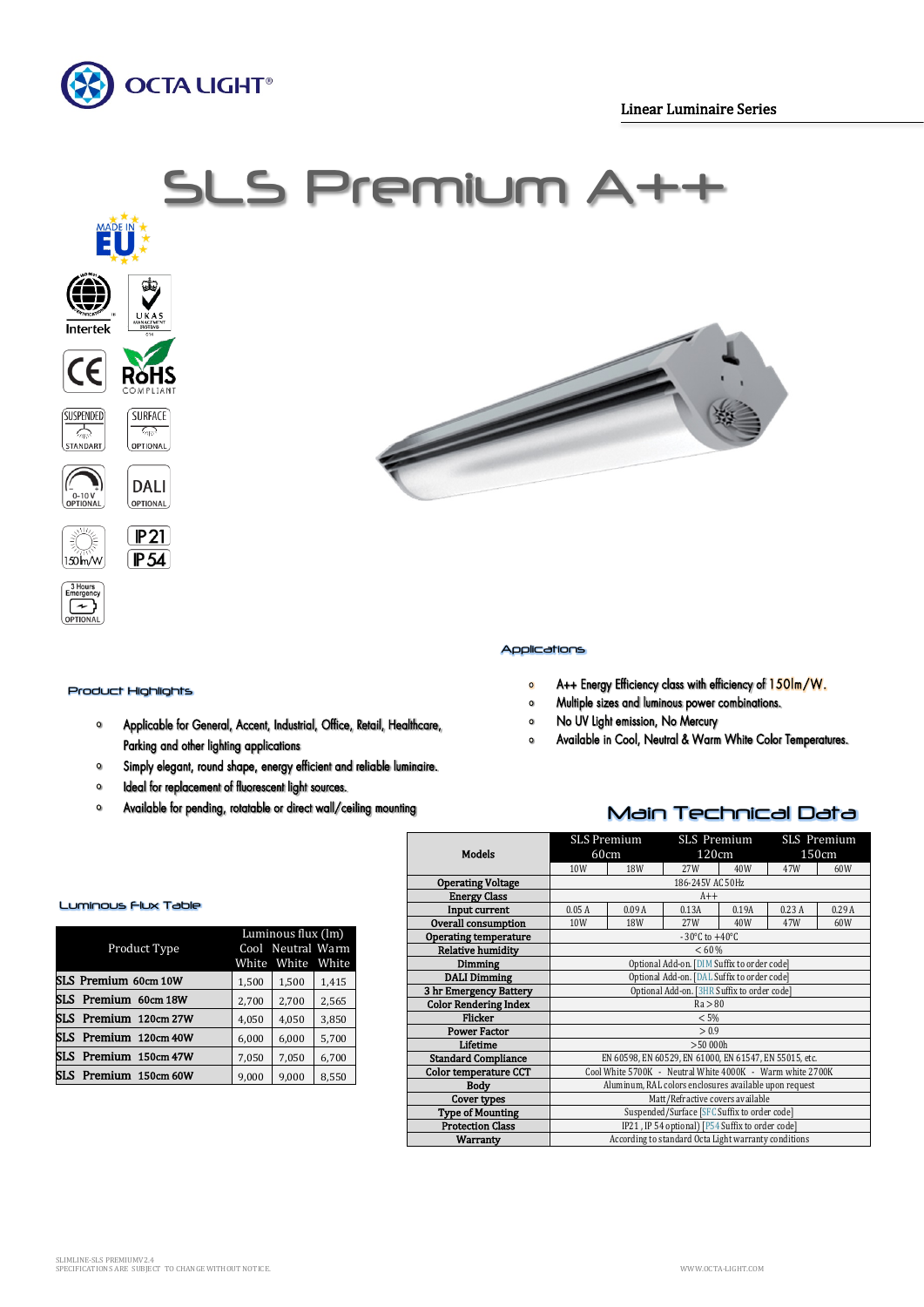OCTA LIGHT®

Linear Luminaire Series

# SLS Premium A++

MADE IN EU

Intertek

UKAS MANAGEMENT SYSTEMS

CE

RoHS COMPLIANT

SUSPENDED STANDART

SURFACE OPTIONAL

0-10 V OPTIONAL

DALI OPTIONAL

150lm/W

IP21

IP54

3 Hours Emergency OPTIONAL

## Applications

- A++ Energy Efficiency class with efficiency of 150lm/W.
- Multiple sizes and luminous power combinations.
- No UV Light emission, No Mercury
- Available in Cool, Neutral & Warm White Color Temperatures.

## Product Highlights

- Applicable for General, Accent, Industrial, Office, Retail, Healthcare, Parking and other lighting applications
- Simply elegant, round shape, energy efficient and reliable luminaire.
- Ideal for replacement of fluorescent light sources.
- Available for pending, rotatable or direct wall/ceiling mounting

## Main Technical Data

| Models | SLS Premium 60cm | | SLS Premium 120cm | | SLS Premium 150cm | |
|---|---|---|---|---|---|---|
| | 10W | 18W | 27W | 40W | 47W | 60W |
| Operating Voltage | 186-245V AC 50Hz | | | | | |
| Energy Class | A++ | | | | | |
| Input current | 0.05 A | 0.09 A | 0.13A | 0.19A | 0.23 A | 0.29 A |
| Overall consumption | 10W | 18W | 27W | 40W | 47W | 60W |
| Operating temperature | -30°C to +40°C | | | | | |
| Relative humidity | < 60 % | | | | | |
| Dimming | Optional Add-on. [DIM Suffix to order code] | | | | | |
| DALI Dimming | Optional Add-on. [DAL Suffix to order code] | | | | | |
| 3 hr Emergency Battery | Optional Add-on. [3HR Suffix to order code] | | | | | |
| Color Rendering Index | Ra > 80 | | | | | |
| Flicker | < 5% | | | | | |
| Power Factor | > 0.9 | | | | | |
| Lifetime | >50 000h | | | | | |
| Standard Compliance | EN 60598, EN 60529, EN 61000, EN 61547, EN 55015, etc. | | | | | |
| Color temperature CCT | Cool White 5700K - Neutral White 4000K - Warm white 2700K | | | | | |
| Body | Aluminum, RAL colors enclosures available upon request | | | | | |
| Cover types | Matt/Refractive covers available | | | | | |
| Type of Mounting | Suspended/Surface [SFC Suffix to order code] | | | | | |
| Protection Class | IP21 , IP 54 optional) [P54 Suffix to order code] | | | | | |
| Warranty | According to standard Octa Light warranty conditions | | | | | |

## Luminous Flux Table

| Product Type | Luminous flux (lm) Cool White | Neutral White | Warm White |
|---|---|---|---|
| SLS Premium 60cm 10W | 1,500 | 1,500 | 1,415 |
| SLS Premium 60cm 18W | 2,700 | 2,700 | 2,565 |
| SLS Premium 120cm 27W | 4,050 | 4,050 | 3,850 |
| SLS Premium 120cm 40W | 6,000 | 6,000 | 5,700 |
| SLS Premium 150cm 47W | 7,050 | 7,050 | 6,700 |
| SLS Premium 150cm 60W | 9,000 | 9,000 | 8,550 |

SLIMLINE-SLS PREMIUMV2.4
SPECIFICATIONS ARE SUBJECT TO CHANGE WITHOUT NOTICE.

WWW.OCTA-LIGHT.COM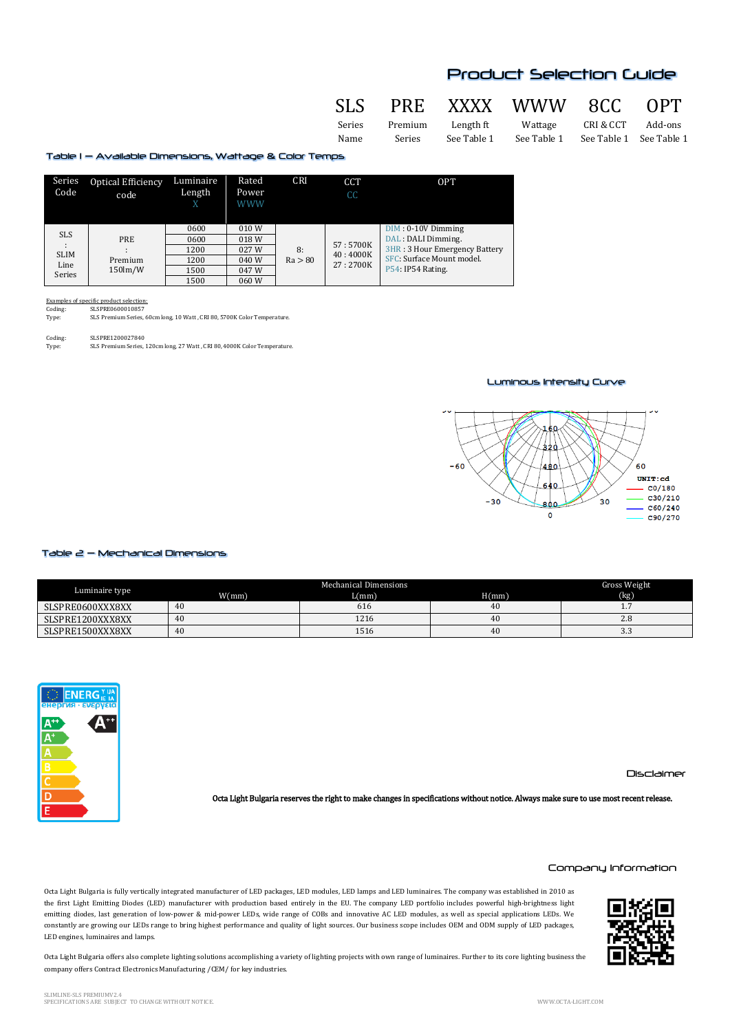## Product Selection Guide

| SLS | PRE | XXXX | WWW | 8CC | OPT |
|---|---|---|---|---|---|
| Series Name | Premium Series | Length ft See Table 1 | Wattage See Table 1 | CRI & CCT See Table 1 | Add-ons See Table 1 |

### Table I – Available Dimensions, Wattage & Color Temps

| Series Code | Optical Efficiency code | Luminaire Length X | Rated Power WWW | CRI | CCT CC | OPT |
|---|---|---|---|---|---|---|
| SLS : SLIM Line Series | PRE : Premium 150lm/W | 0600 | 010 W | 8: Ra > 80 | 57 : 5700K 40 : 4000K 27 : 2700K | DIM : 0-10V Dimming DAL : DALI Dimming. 3HR : 3 Hour Emergency Battery SFC: Surface Mount model. P54: IP54 Rating. |
| | | 0600 | 018 W | | | |
| | | 1200 | 027 W | | | |
| | | 1200 | 040 W | | | |
| | | 1500 | 047 W | | | |
| | | 1500 | 060 W | | | |

Examples of specific product selection:

Coding: SLSPRE0600010857
Type: SLS Premium Series, 60cm long, 10 Watt , CRI 80, 5700K Color Temperature.

Coding: SLSPRE1200027840
Type: SLS Premium Series, 120cm long, 27 Watt , CRI 80, 4000K Color Temperature.

### Luminous Intensity Curve

90 90
160
320
480
640
800
-60 60
-30 0 30
UNIT:cd
C0/180
C30/210
C60/240
C90/270

### Table 2 – Mechanical Dimensions

| Luminaire type | Mechanical Dimensions W(mm) | L(mm) | H(mm) | Gross Weight (kg) |
|---|---|---|---|---|
| SLSPRE0600XXX8XX | 40 | 616 | 40 | 1.7 |
| SLSPRE1200XXX8XX | 40 | 1216 | 40 | 2.8 |
| SLSPRE1500XXX8XX | 40 | 1516 | 40 | 3.3 |

ENERG Y IJA IE IA
енергия · ενεργεια
A++
A+
A
B
C
D
E
A++

### Disclaimer

**Octa Light Bulgaria reserves the right to make changes in specifications without notice. Always make sure to use most recent release.**

### Company Information

Octa Light Bulgaria is fully vertically integrated manufacturer of LED packages, LED modules, LED lamps and LED luminaires. The company was established in 2010 as the first Light Emitting Diodes (LED) manufacturer with production based entirely in the EU. The company LED portfolio includes powerful high-brightness light emitting diodes, last generation of low-power & mid-power LEDs, wide range of COBs and innovative AC LED modules, as well as special applications LEDs. We constantly are growing our LEDs range to bring highest performance and quality of light sources. Our business scope includes OEM and ODM supply of LED packages, LED engines, luminaires and lamps.

Octa Light Bulgaria offers also complete lighting solutions accomplishing a variety of lighting projects with own range of luminaires. Further to its core lighting business the company offers Contract Electronics Manufacturing /CEM/ for key industries.

SLIMLINE-SLS PREMIUMV2.4
SPECIFICATIONS ARE SUBJECT TO CHANGE WITHOUT NOTICE.

WWW.OCTA-LIGHT.COM